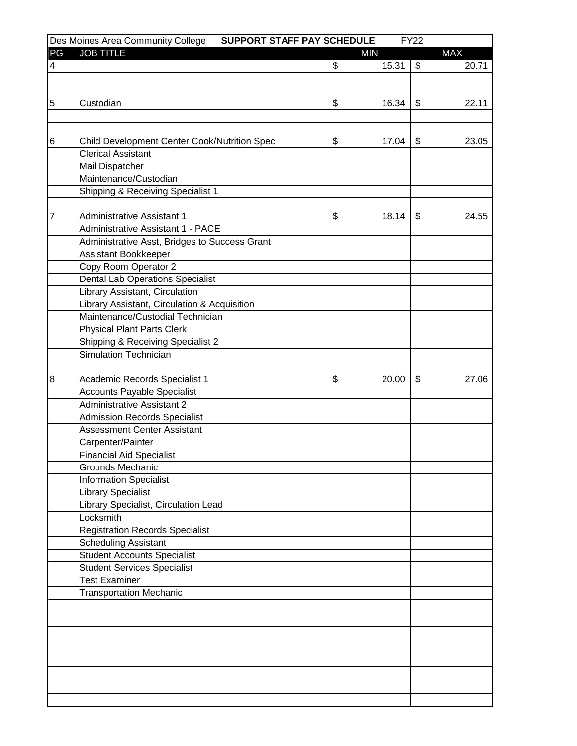Des Moines Area Community College **SUPPORT STAFF PAY SCHEDULE** FY22

| PG | JOB TITLE | MIN | MAX |
|---|---|---|---|
| 4 | | $ 15.31 | $ 20.71 |
| | | | |
| | | | |
| 5 | Custodian | $ 16.34 | $ 22.11 |
| | | | |
| | | | |
| 6 | Child Development Center Cook/Nutrition Spec | $ 17.04 | $ 23.05 |
| | Clerical Assistant | | |
| | Mail Dispatcher | | |
| | Maintenance/Custodian | | |
| | Shipping & Receiving Specialist 1 | | |
| | | | |
| 7 | Administrative Assistant 1 | $ 18.14 | $ 24.55 |
| | Administrative Assistant 1 - PACE | | |
| | Administrative Asst, Bridges to Success Grant | | |
| | Assistant Bookkeeper | | |
| | Copy Room Operator 2 | | |
| | Dental Lab Operations Specialist | | |
| | Library Assistant, Circulation | | |
| | Library Assistant, Circulation & Acquisition | | |
| | Maintenance/Custodial Technician | | |
| | Physical Plant Parts Clerk | | |
| | Shipping & Receiving Specialist 2 | | |
| | Simulation Technician | | |
| | | | |
| 8 | Academic Records Specialist 1 | $ 20.00 | $ 27.06 |
| | Accounts Payable Specialist | | |
| | Administrative Assistant 2 | | |
| | Admission Records Specialist | | |
| | Assessment Center Assistant | | |
| | Carpenter/Painter | | |
| | Financial Aid Specialist | | |
| | Grounds Mechanic | | |
| | Information Specialist | | |
| | Library Specialist | | |
| | Library Specialist, Circulation Lead | | |
| | Locksmith | | |
| | Registration Records Specialist | | |
| | Scheduling Assistant | | |
| | Student Accounts Specialist | | |
| | Student Services Specialist | | |
| | Test Examiner | | |
| | Transportation Mechanic | | |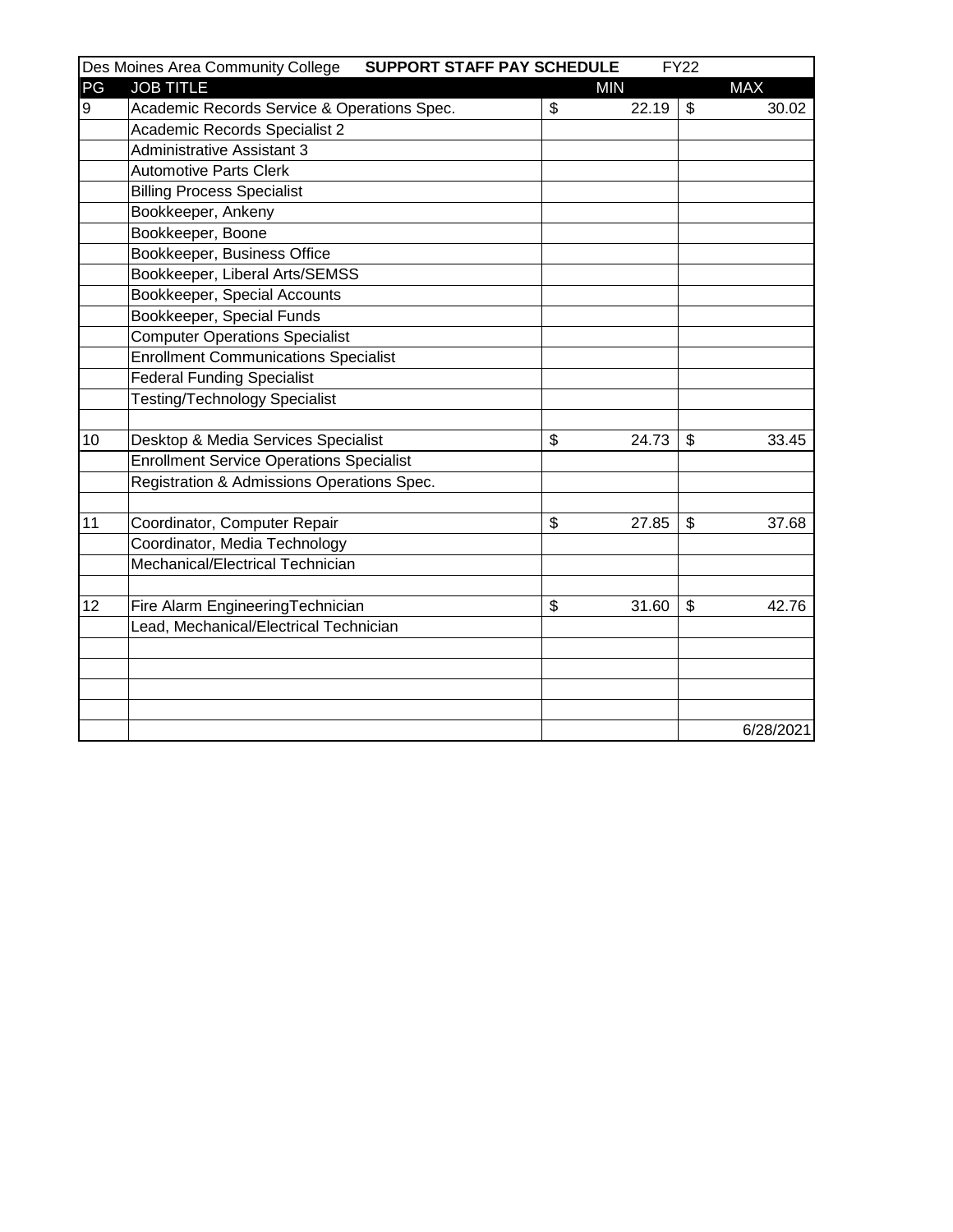| Des Moines Area Community College | **SUPPORT STAFF PAY SCHEDULE** | FY22 | |
|---|---|---|---|
| PG | JOB TITLE | MIN | MAX |
| 9 | Academic Records Service & Operations Spec. | $ 22.19 | $ 30.02 |
| | Academic Records Specialist 2 | | |
| | Administrative Assistant 3 | | |
| | Automotive Parts Clerk | | |
| | Billing Process Specialist | | |
| | Bookkeeper, Ankeny | | |
| | Bookkeeper, Boone | | |
| | Bookkeeper, Business Office | | |
| | Bookkeeper, Liberal Arts/SEMSS | | |
| | Bookkeeper, Special Accounts | | |
| | Bookkeeper, Special Funds | | |
| | Computer Operations Specialist | | |
| | Enrollment Communications Specialist | | |
| | Federal Funding Specialist | | |
| | Testing/Technology Specialist | | |
| | | | |
| 10 | Desktop & Media Services Specialist | $ 24.73 | $ 33.45 |
| | Enrollment Service Operations Specialist | | |
| | Registration & Admissions Operations Spec. | | |
| | | | |
| 11 | Coordinator, Computer Repair | $ 27.85 | $ 37.68 |
| | Coordinator, Media Technology | | |
| | Mechanical/Electrical Technician | | |
| | | | |
| 12 | Fire Alarm EngineeringTechnician | $ 31.60 | $ 42.76 |
| | Lead, Mechanical/Electrical Technician | | |
| | | | |
| | | | |
| | | | |
| | | | |
| | | | 6/28/2021 |